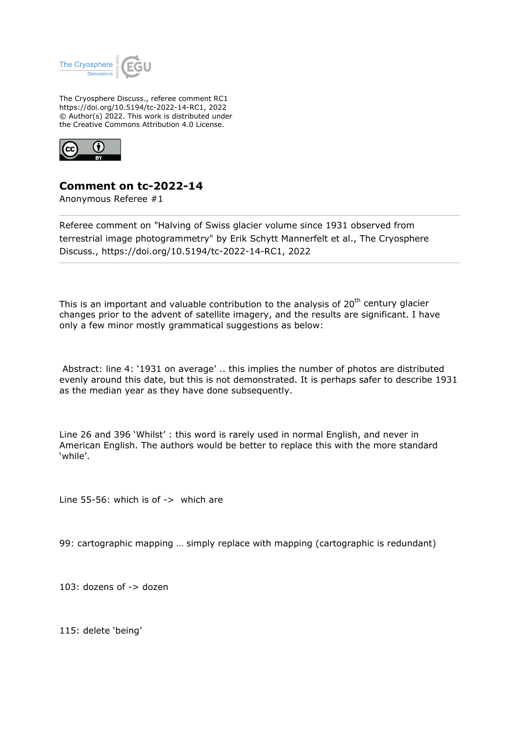The Cryosphere Discuss., referee comment RC1
https://doi.org/10.5194/tc-2022-14-RC1, 2022
© Author(s) 2022. This work is distributed under
the Creative Commons Attribution 4.0 License.

# Comment on tc-2022-14

Anonymous Referee #1

---

Referee comment on "Halving of Swiss glacier volume since 1931 observed from terrestrial image photogrammetry" by Erik Schytt Mannerfelt et al., The Cryosphere Discuss., https://doi.org/10.5194/tc-2022-14-RC1, 2022

---

This is an important and valuable contribution to the analysis of 20[th] century glacier changes prior to the advent of satellite imagery, and the results are significant. I have only a few minor mostly grammatical suggestions as below:

Abstract: line 4: '1931 on average' .. this implies the number of photos are distributed evenly around this date, but this is not demonstrated. It is perhaps safer to describe 1931 as the median year as they have done subsequently.

Line 26 and 396 'Whilst' : this word is rarely used in normal English, and never in American English. The authors would be better to replace this with the more standard 'while'.

Line 55-56: which is of -> which are

99: cartographic mapping … simply replace with mapping (cartographic is redundant)

103: dozens of -> dozen

115: delete 'being'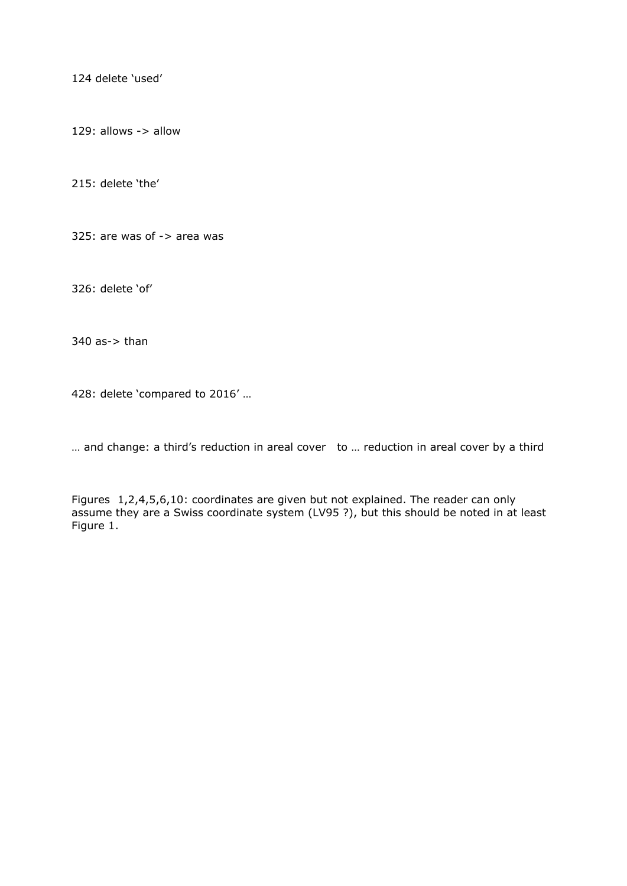124 delete 'used'

129: allows -> allow

215: delete 'the'

325: are was of -> area was

326: delete 'of'

340 as-> than

428: delete 'compared to 2016' …

… and change: a third's reduction in areal cover to … reduction in areal cover by a third

Figures 1,2,4,5,6,10: coordinates are given but not explained. The reader can only assume they are a Swiss coordinate system (LV95 ?), but this should be noted in at least Figure 1.